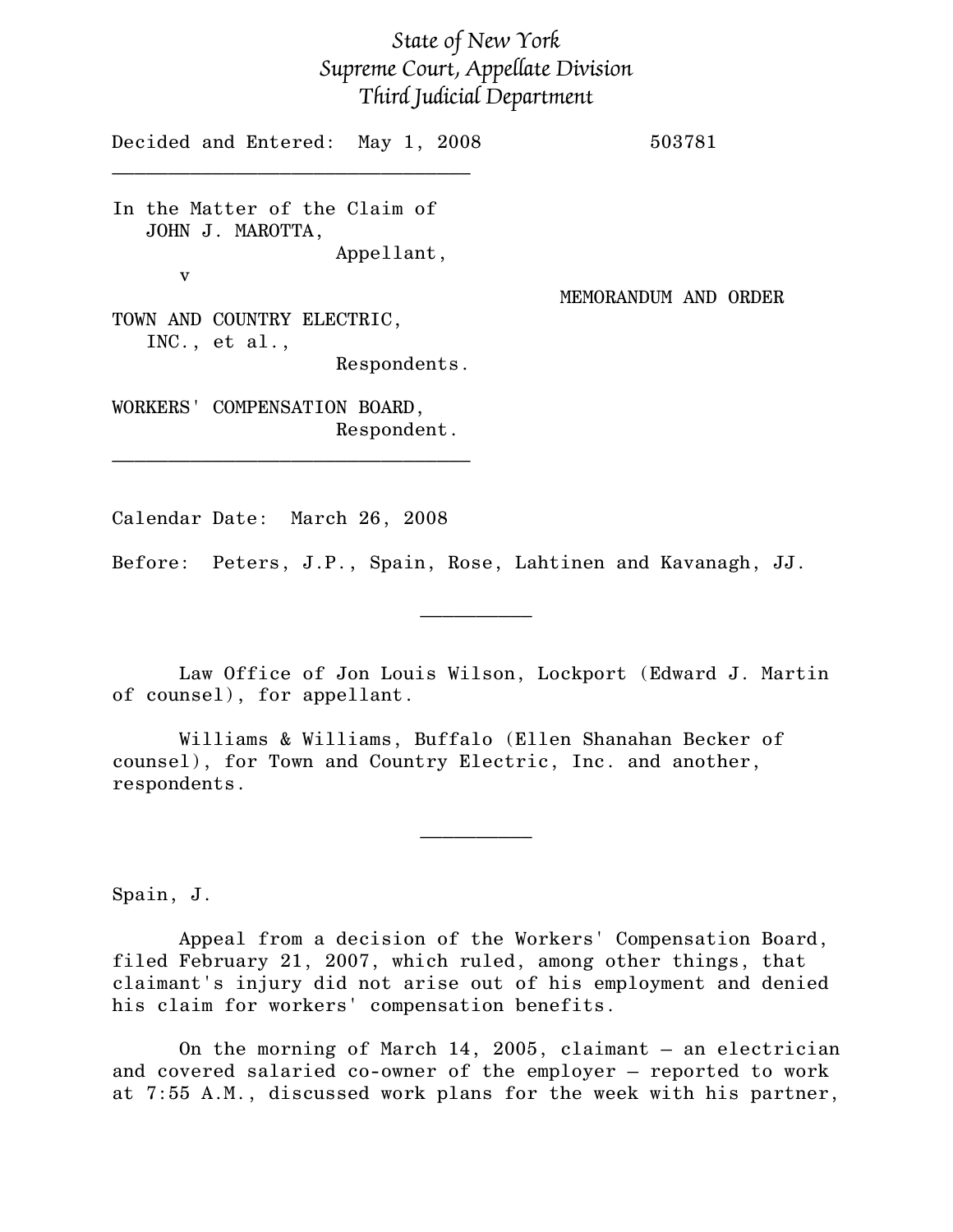*State of New York*
*Supreme Court, Appellate Division*
*Third Judicial Department*

Decided and Entered: May 1, 2008 503781

---

In the Matter of the Claim of
JOHN J. MAROTTA,
Appellant,
v

MEMORANDUM AND ORDER

TOWN AND COUNTRY ELECTRIC,
INC., et al.,
Respondents.

WORKERS' COMPENSATION BOARD,
Respondent.

---

Calendar Date: March 26, 2008

Before: Peters, J.P., Spain, Rose, Lahtinen and Kavanagh, JJ.

---

Law Office of Jon Louis Wilson, Lockport (Edward J. Martin of counsel), for appellant.

Williams & Williams, Buffalo (Ellen Shanahan Becker of counsel), for Town and Country Electric, Inc. and another, respondents.

---

Spain, J.

Appeal from a decision of the Workers' Compensation Board, filed February 21, 2007, which ruled, among other things, that claimant's injury did not arise out of his employment and denied his claim for workers' compensation benefits.

On the morning of March 14, 2005, claimant – an electrician and covered salaried co-owner of the employer – reported to work at 7:55 A.M., discussed work plans for the week with his partner,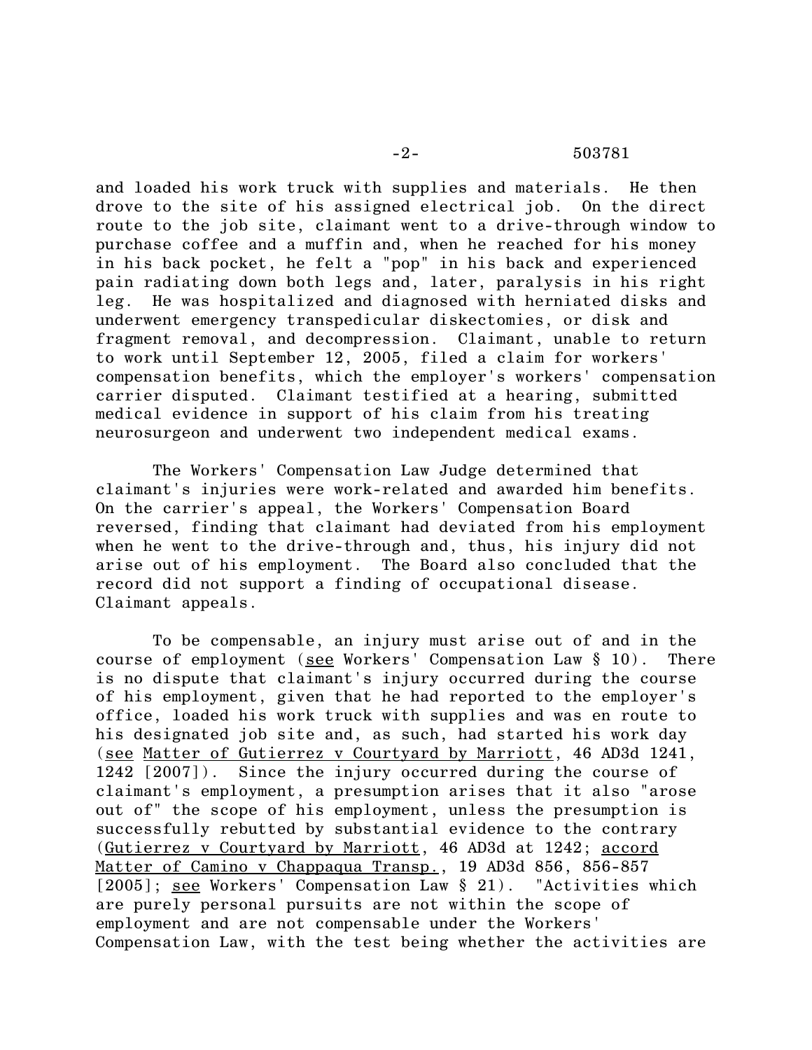and loaded his work truck with supplies and materials. He then drove to the site of his assigned electrical job. On the direct route to the job site, claimant went to a drive-through window to purchase coffee and a muffin and, when he reached for his money in his back pocket, he felt a "pop" in his back and experienced pain radiating down both legs and, later, paralysis in his right leg. He was hospitalized and diagnosed with herniated disks and underwent emergency transpedicular diskectomies, or disk and fragment removal, and decompression. Claimant, unable to return to work until September 12, 2005, filed a claim for workers' compensation benefits, which the employer's workers' compensation carrier disputed. Claimant testified at a hearing, submitted medical evidence in support of his claim from his treating neurosurgeon and underwent two independent medical exams.

The Workers' Compensation Law Judge determined that claimant's injuries were work-related and awarded him benefits. On the carrier's appeal, the Workers' Compensation Board reversed, finding that claimant had deviated from his employment when he went to the drive-through and, thus, his injury did not arise out of his employment. The Board also concluded that the record did not support a finding of occupational disease. Claimant appeals.

To be compensable, an injury must arise out of and in the course of employment (see Workers' Compensation Law § 10). There is no dispute that claimant's injury occurred during the course of his employment, given that he had reported to the employer's office, loaded his work truck with supplies and was en route to his designated job site and, as such, had started his work day (see Matter of Gutierrez v Courtyard by Marriott, 46 AD3d 1241, 1242 [2007]). Since the injury occurred during the course of claimant's employment, a presumption arises that it also "arose out of" the scope of his employment, unless the presumption is successfully rebutted by substantial evidence to the contrary (Gutierrez v Courtyard by Marriott, 46 AD3d at 1242; accord Matter of Camino v Chappaqua Transp., 19 AD3d 856, 856-857 [2005]; see Workers' Compensation Law § 21). "Activities which are purely personal pursuits are not within the scope of employment and are not compensable under the Workers' Compensation Law, with the test being whether the activities are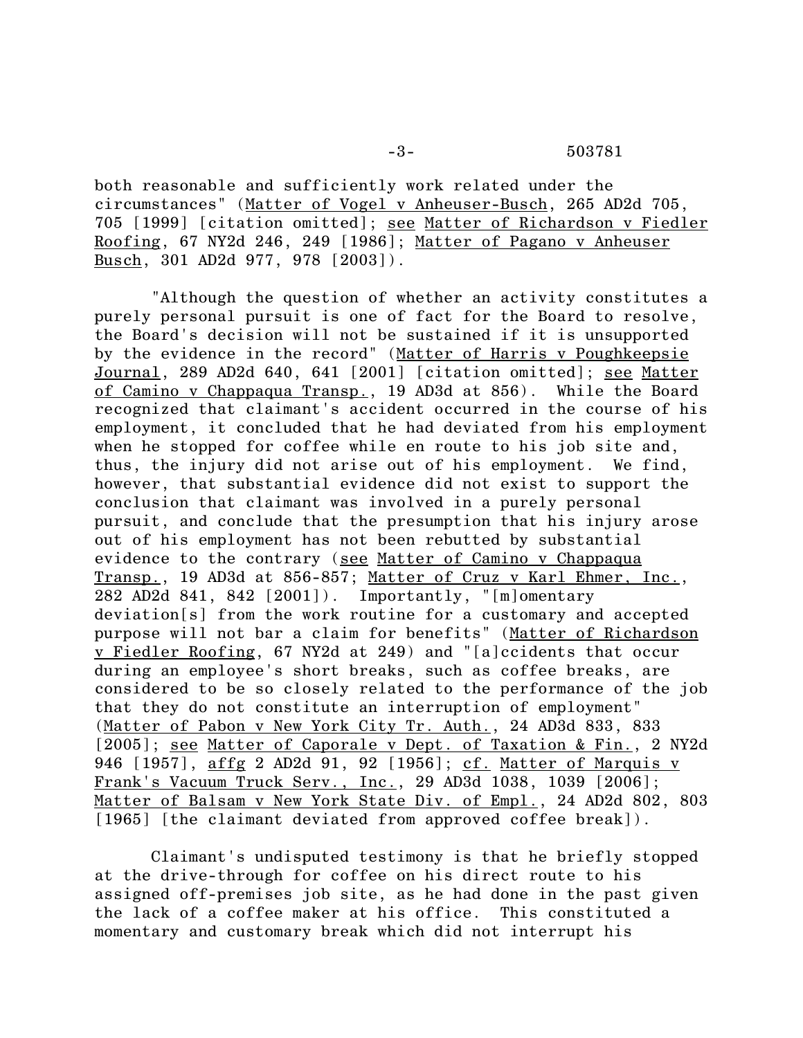both reasonable and sufficiently work related under the circumstances" (Matter of Vogel v Anheuser-Busch, 265 AD2d 705, 705 [1999] [citation omitted]; see Matter of Richardson v Fiedler Roofing, 67 NY2d 246, 249 [1986]; Matter of Pagano v Anheuser Busch, 301 AD2d 977, 978 [2003]).

"Although the question of whether an activity constitutes a purely personal pursuit is one of fact for the Board to resolve, the Board's decision will not be sustained if it is unsupported by the evidence in the record" (Matter of Harris v Poughkeepsie Journal, 289 AD2d 640, 641 [2001] [citation omitted]; see Matter of Camino v Chappaqua Transp., 19 AD3d at 856). While the Board recognized that claimant's accident occurred in the course of his employment, it concluded that he had deviated from his employment when he stopped for coffee while en route to his job site and, thus, the injury did not arise out of his employment. We find, however, that substantial evidence did not exist to support the conclusion that claimant was involved in a purely personal pursuit, and conclude that the presumption that his injury arose out of his employment has not been rebutted by substantial evidence to the contrary (see Matter of Camino v Chappaqua Transp., 19 AD3d at 856-857; Matter of Cruz v Karl Ehmer, Inc., 282 AD2d 841, 842 [2001]). Importantly, "[m]omentary deviation[s] from the work routine for a customary and accepted purpose will not bar a claim for benefits" (Matter of Richardson v Fiedler Roofing, 67 NY2d at 249) and "[a]ccidents that occur during an employee's short breaks, such as coffee breaks, are considered to be so closely related to the performance of the job that they do not constitute an interruption of employment" (Matter of Pabon v New York City Tr. Auth., 24 AD3d 833, 833 [2005]; see Matter of Caporale v Dept. of Taxation & Fin., 2 NY2d 946 [1957], affg 2 AD2d 91, 92 [1956]; cf. Matter of Marquis v Frank's Vacuum Truck Serv., Inc., 29 AD3d 1038, 1039 [2006]; Matter of Balsam v New York State Div. of Empl., 24 AD2d 802, 803 [1965] [the claimant deviated from approved coffee break]).

Claimant's undisputed testimony is that he briefly stopped at the drive-through for coffee on his direct route to his assigned off-premises job site, as he had done in the past given the lack of a coffee maker at his office. This constituted a momentary and customary break which did not interrupt his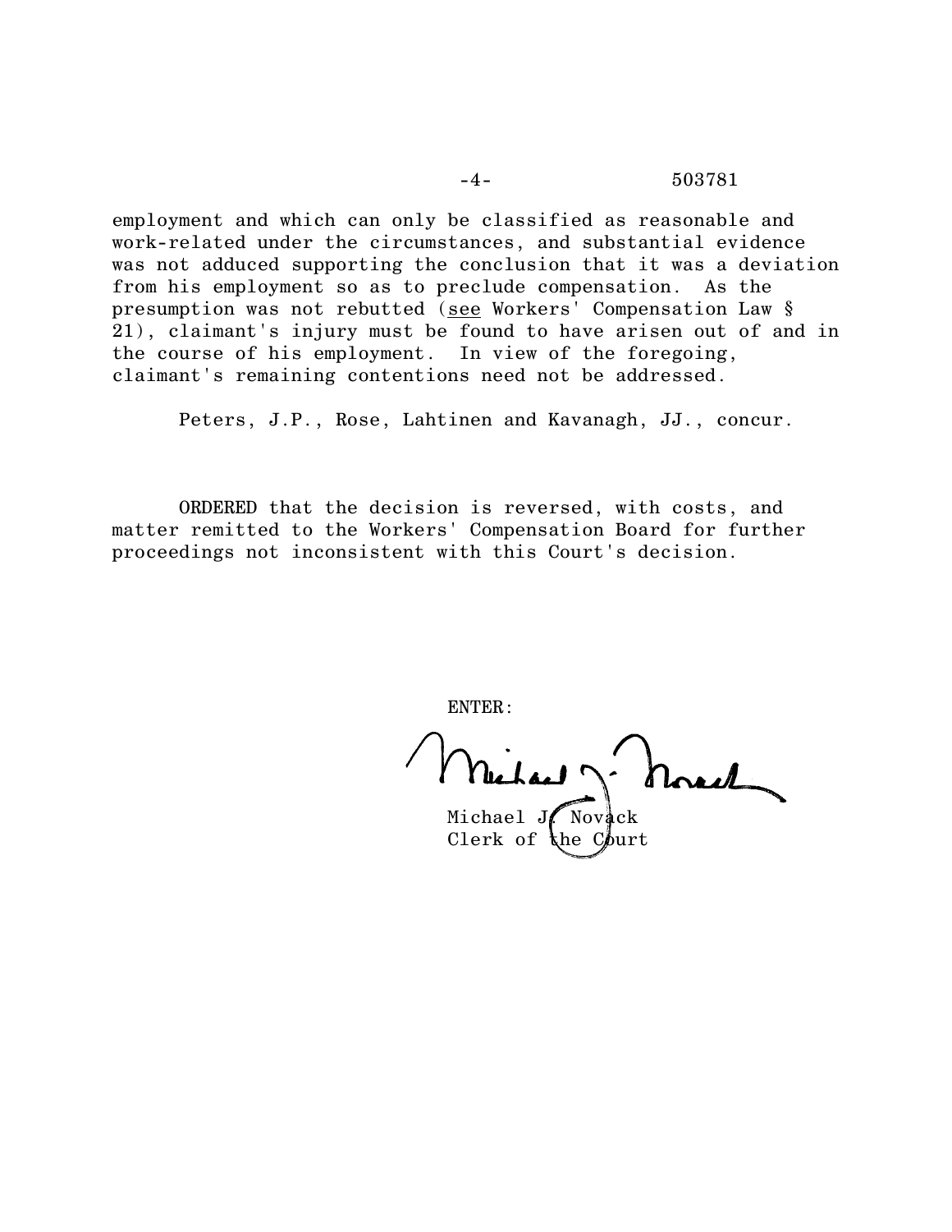employment and which can only be classified as reasonable and work-related under the circumstances, and substantial evidence was not adduced supporting the conclusion that it was a deviation from his employment so as to preclude compensation. As the presumption was not rebutted (see Workers' Compensation Law § 21), claimant's injury must be found to have arisen out of and in the course of his employment. In view of the foregoing, claimant's remaining contentions need not be addressed.

Peters, J.P., Rose, Lahtinen and Kavanagh, JJ., concur.

ORDERED that the decision is reversed, with costs, and matter remitted to the Workers' Compensation Board for further proceedings not inconsistent with this Court's decision.

ENTER:

Michael J. Novack
Clerk of the Court